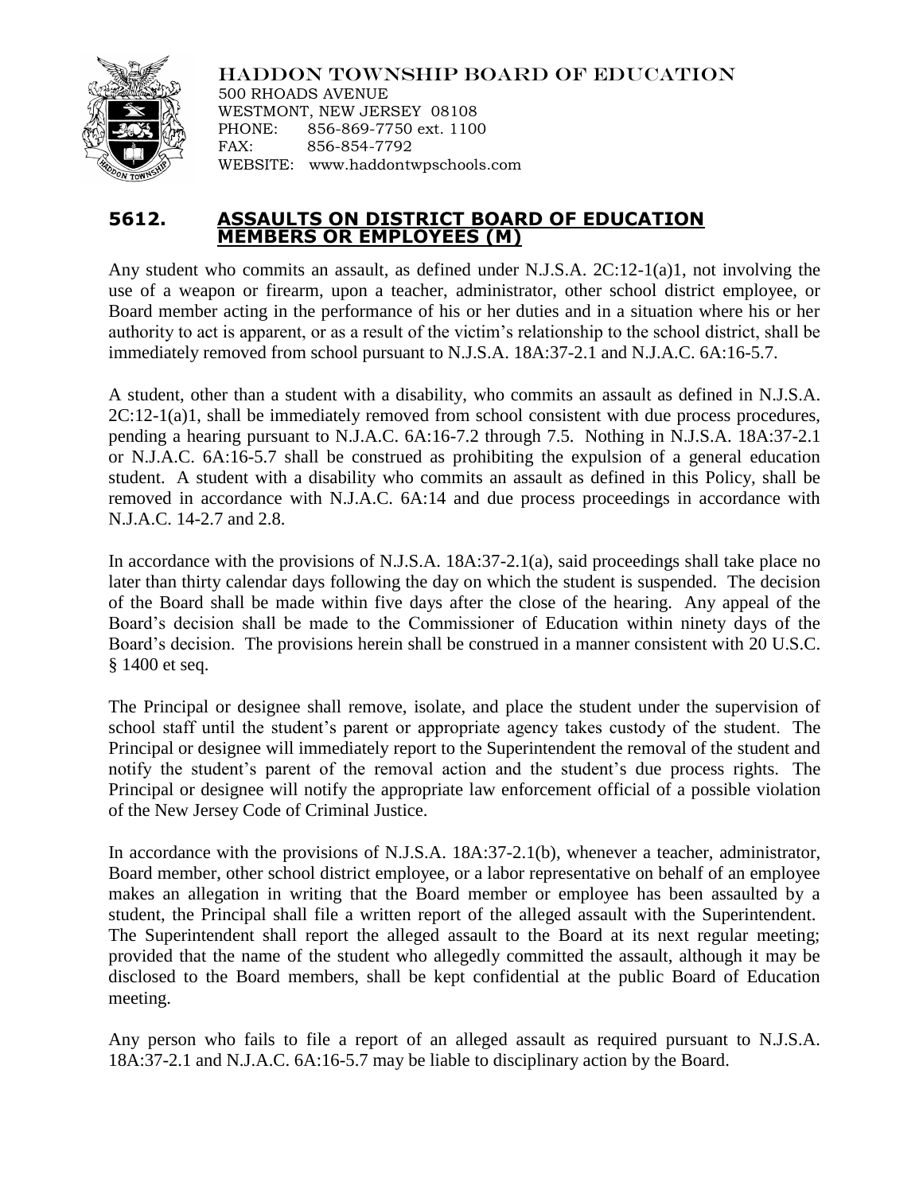HADDON TOWNSHIP BOARD OF EDUCATION
500 RHOADS AVENUE
WESTMONT, NEW JERSEY 08108
PHONE: 856-869-7750 ext. 1100
FAX: 856-854-7792
WEBSITE: www.haddontwpschools.com

## 5612. ASSAULTS ON DISTRICT BOARD OF EDUCATION MEMBERS OR EMPLOYEES (M)

Any student who commits an assault, as defined under N.J.S.A. 2C:12-1(a)1, not involving the use of a weapon or firearm, upon a teacher, administrator, other school district employee, or Board member acting in the performance of his or her duties and in a situation where his or her authority to act is apparent, or as a result of the victim's relationship to the school district, shall be immediately removed from school pursuant to N.J.S.A. 18A:37-2.1 and N.J.A.C. 6A:16-5.7.

A student, other than a student with a disability, who commits an assault as defined in N.J.S.A. 2C:12-1(a)1, shall be immediately removed from school consistent with due process procedures, pending a hearing pursuant to N.J.A.C. 6A:16-7.2 through 7.5. Nothing in N.J.S.A. 18A:37-2.1 or N.J.A.C. 6A:16-5.7 shall be construed as prohibiting the expulsion of a general education student. A student with a disability who commits an assault as defined in this Policy, shall be removed in accordance with N.J.A.C. 6A:14 and due process proceedings in accordance with N.J.A.C. 14-2.7 and 2.8.

In accordance with the provisions of N.J.S.A. 18A:37-2.1(a), said proceedings shall take place no later than thirty calendar days following the day on which the student is suspended. The decision of the Board shall be made within five days after the close of the hearing. Any appeal of the Board's decision shall be made to the Commissioner of Education within ninety days of the Board's decision. The provisions herein shall be construed in a manner consistent with 20 U.S.C. § 1400 et seq.

The Principal or designee shall remove, isolate, and place the student under the supervision of school staff until the student's parent or appropriate agency takes custody of the student. The Principal or designee will immediately report to the Superintendent the removal of the student and notify the student's parent of the removal action and the student's due process rights. The Principal or designee will notify the appropriate law enforcement official of a possible violation of the New Jersey Code of Criminal Justice.

In accordance with the provisions of N.J.S.A. 18A:37-2.1(b), whenever a teacher, administrator, Board member, other school district employee, or a labor representative on behalf of an employee makes an allegation in writing that the Board member or employee has been assaulted by a student, the Principal shall file a written report of the alleged assault with the Superintendent. The Superintendent shall report the alleged assault to the Board at its next regular meeting; provided that the name of the student who allegedly committed the assault, although it may be disclosed to the Board members, shall be kept confidential at the public Board of Education meeting.

Any person who fails to file a report of an alleged assault as required pursuant to N.J.S.A. 18A:37-2.1 and N.J.A.C. 6A:16-5.7 may be liable to disciplinary action by the Board.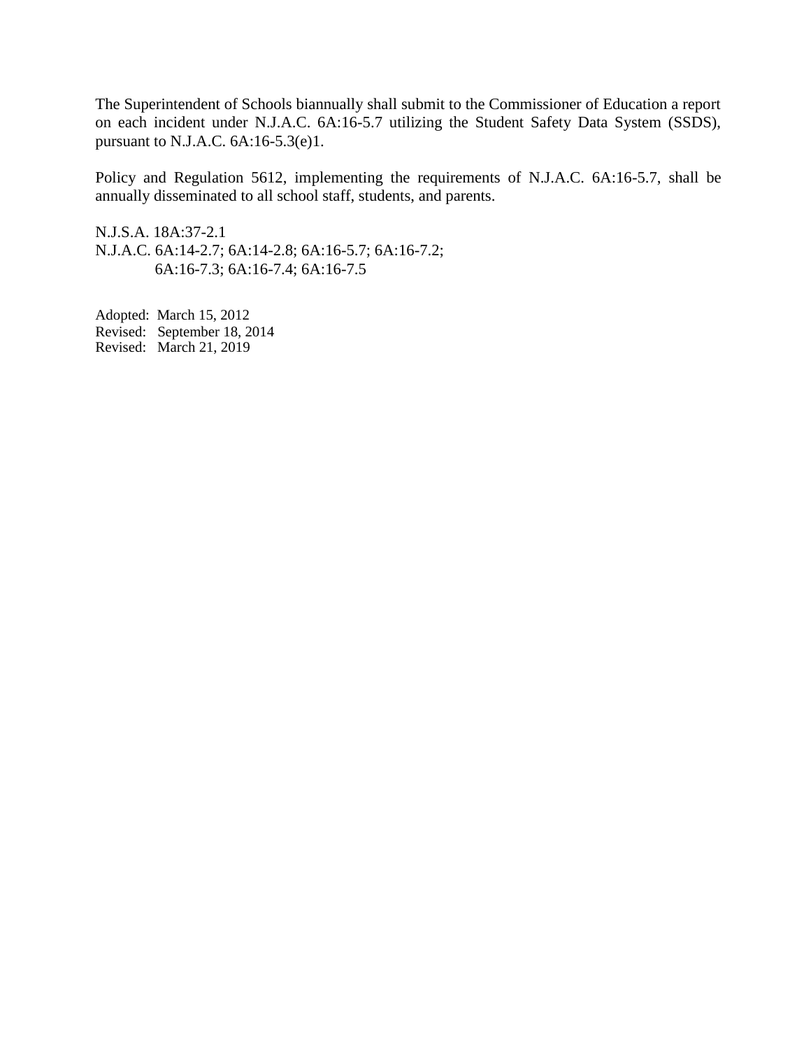The Superintendent of Schools biannually shall submit to the Commissioner of Education a report on each incident under N.J.A.C. 6A:16-5.7 utilizing the Student Safety Data System (SSDS), pursuant to N.J.A.C. 6A:16-5.3(e)1.

Policy and Regulation 5612, implementing the requirements of N.J.A.C. 6A:16-5.7, shall be annually disseminated to all school staff, students, and parents.

N.J.S.A. 18A:37-2.1
N.J.A.C. 6A:14-2.7; 6A:14-2.8; 6A:16-5.7; 6A:16-7.2;
6A:16-7.3; 6A:16-7.4; 6A:16-7.5

Adopted: March 15, 2012
Revised: September 18, 2014
Revised: March 21, 2019